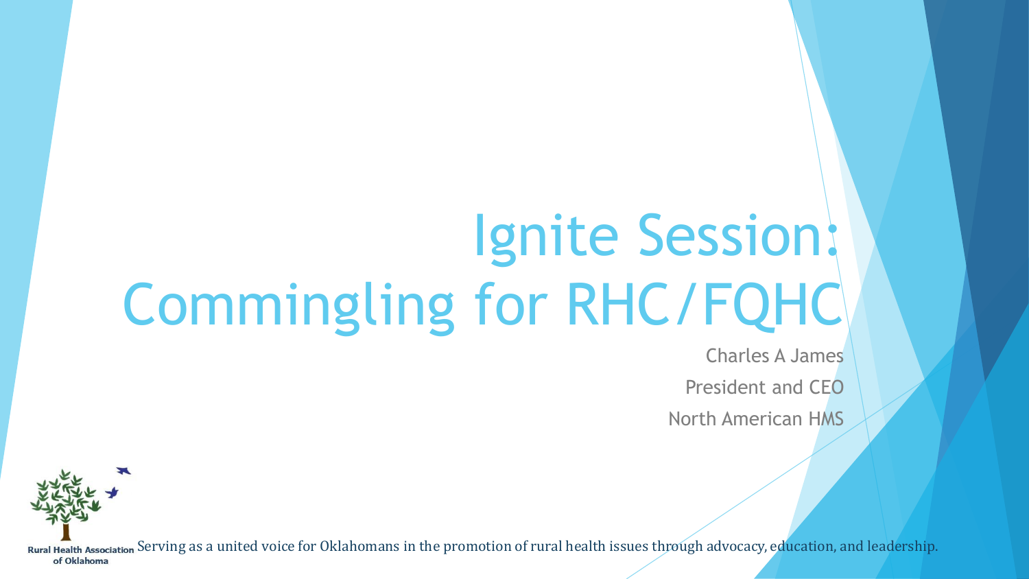# Ignite Session: Commingling for RHC/FQHC

Charles A James

President and CEO

North American HMS

Rural Health Association of Oklahoma

Serving as a united voice for Oklahomans in the promotion of rural health issues through advocacy, education, and leadership.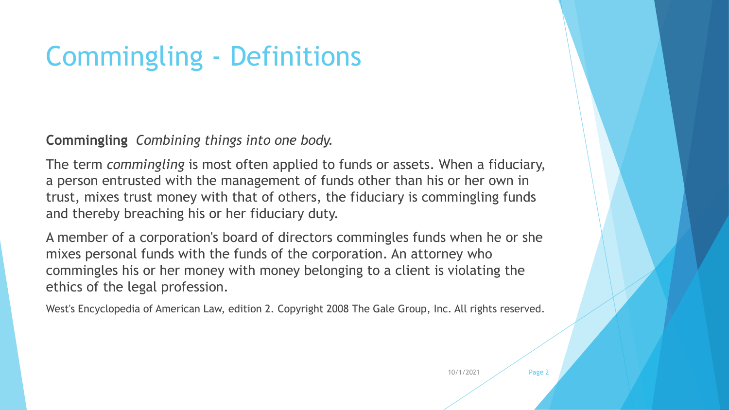# Commingling - Definitions

**Commingling** *Combining things into one body.*

The term *commingling* is most often applied to funds or assets. When a fiduciary, a person entrusted with the management of funds other than his or her own in trust, mixes trust money with that of others, the fiduciary is commingling funds and thereby breaching his or her fiduciary duty.

A member of a corporation's board of directors commingles funds when he or she mixes personal funds with the funds of the corporation. An attorney who commingles his or her money with money belonging to a client is violating the ethics of the legal profession.

West's Encyclopedia of American Law, edition 2. Copyright 2008 The Gale Group, Inc. All rights reserved.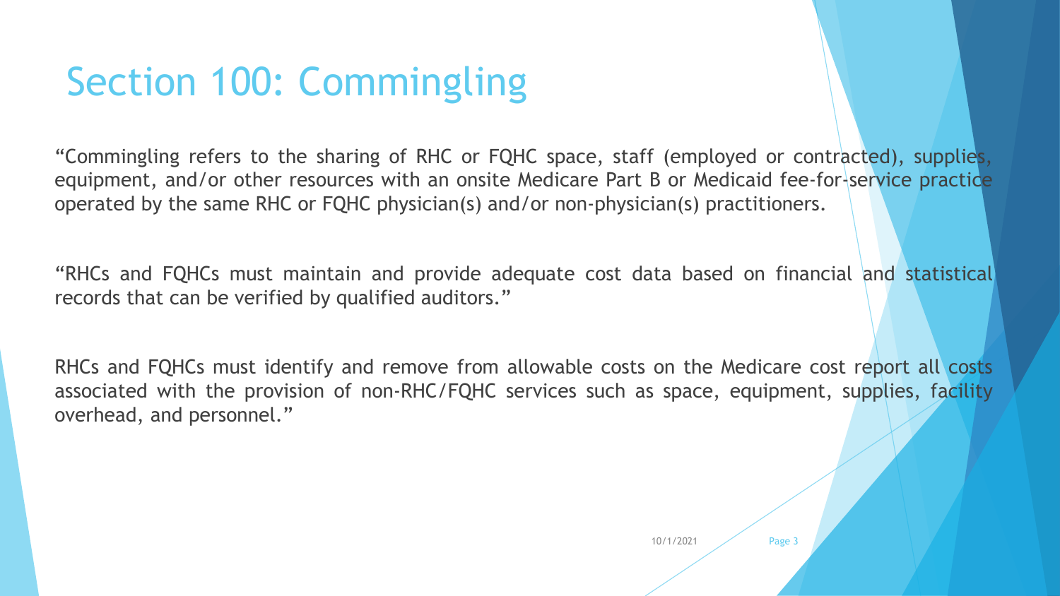# Section 100: Commingling

"Commingling refers to the sharing of RHC or FQHC space, staff (employed or contracted), supplies, equipment, and/or other resources with an onsite Medicare Part B or Medicaid fee-for-service practice operated by the same RHC or FQHC physician(s) and/or non-physician(s) practitioners.

"RHCs and FQHCs must maintain and provide adequate cost data based on financial and statistical records that can be verified by qualified auditors."

RHCs and FQHCs must identify and remove from allowable costs on the Medicare cost report all costs associated with the provision of non-RHC/FQHC services such as space, equipment, supplies, facility overhead, and personnel."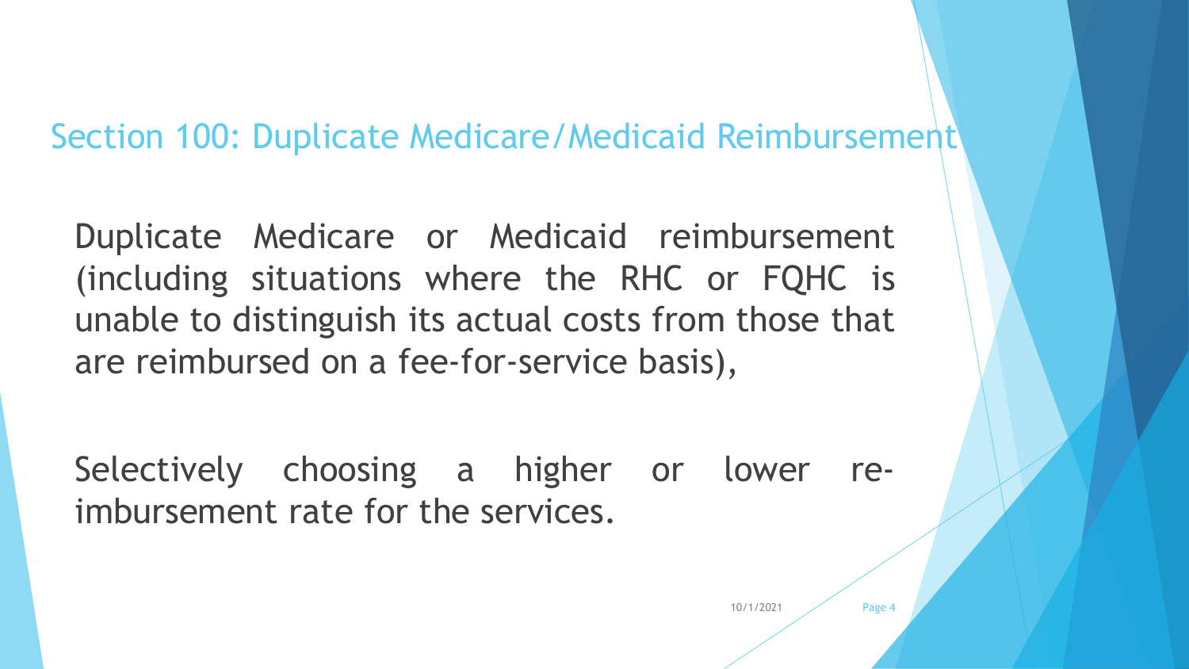## Section 100: Duplicate Medicare/Medicaid Reimbursement

Duplicate Medicare or Medicaid reimbursement (including situations where the RHC or FQHC is unable to distinguish its actual costs from those that are reimbursed on a fee-for-service basis),

Selectively choosing a higher or lower re-imbursement rate for the services.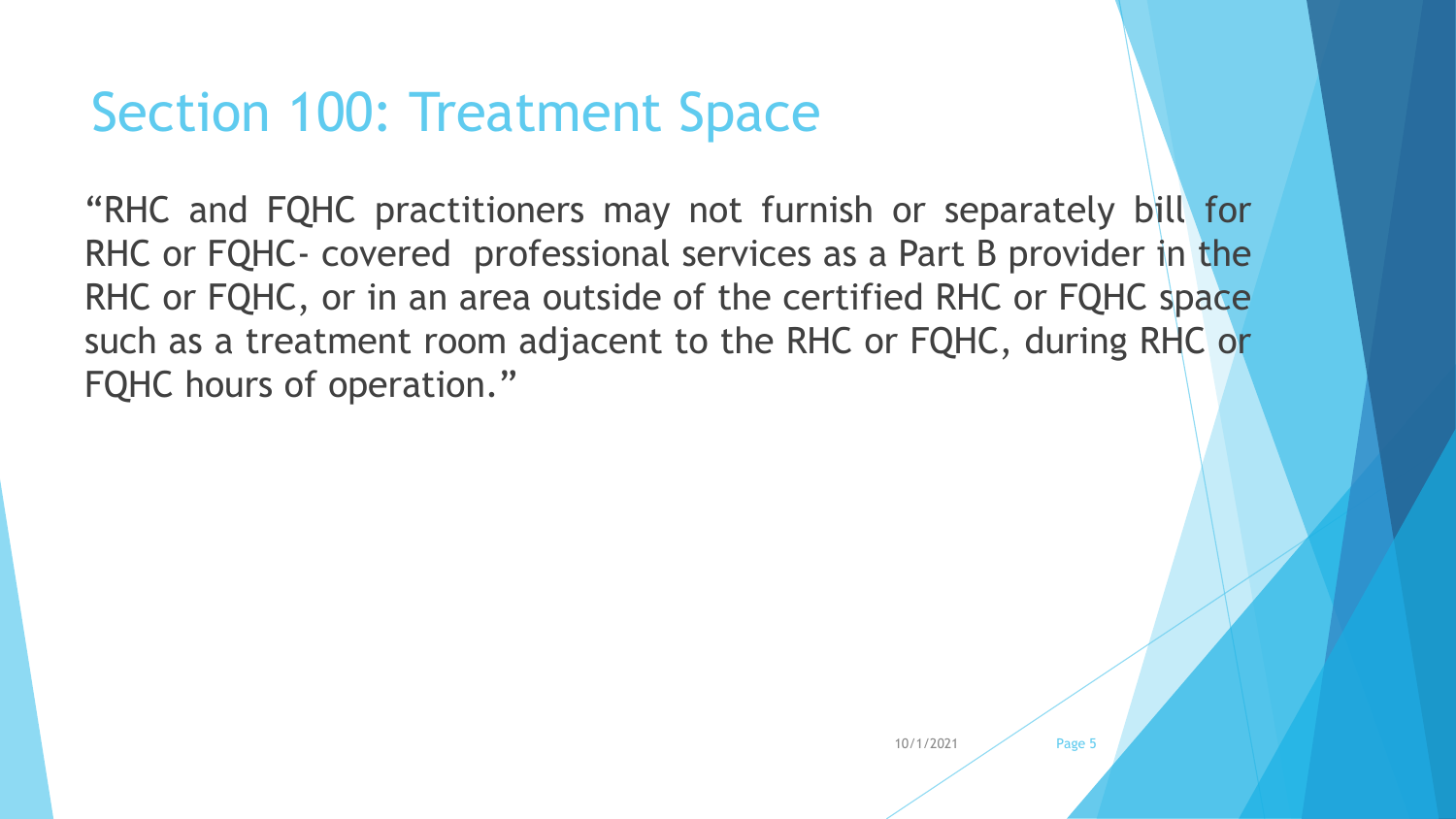# Section 100: Treatment Space

"RHC and FQHC practitioners may not furnish or separately bill for RHC or FQHC- covered professional services as a Part B provider in the RHC or FQHC, or in an area outside of the certified RHC or FQHC space such as a treatment room adjacent to the RHC or FQHC, during RHC or FQHC hours of operation."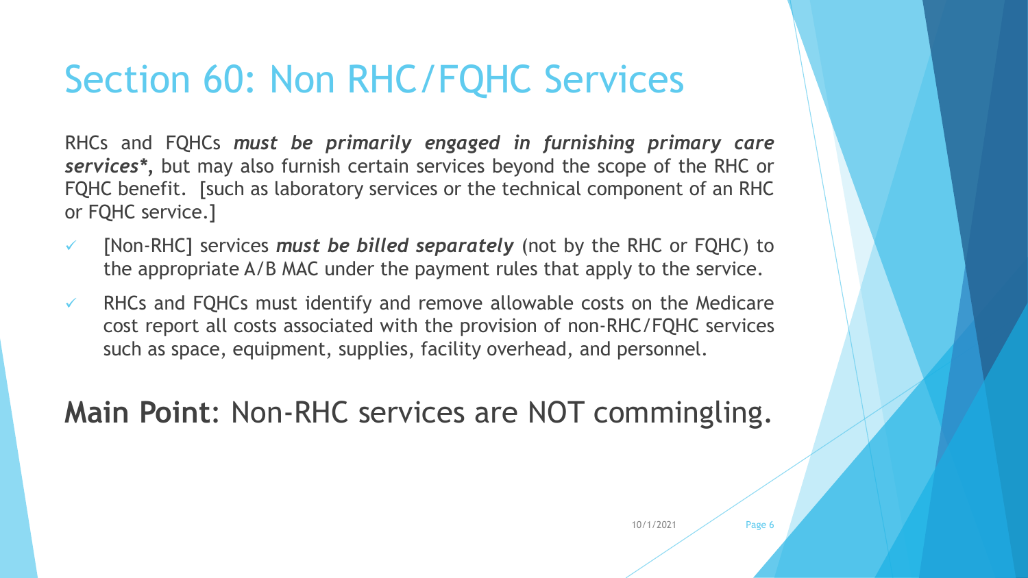# Section 60: Non RHC/FQHC Services

RHCs and FQHCs ***must be primarily engaged in furnishing primary care services****, but may also furnish certain services beyond the scope of the RHC or FQHC benefit. [such as laboratory services or the technical component of an RHC or FQHC service.]

- ✓ [Non-RHC] services ***must be billed separately*** (not by the RHC or FQHC) to the appropriate A/B MAC under the payment rules that apply to the service.
- ✓ RHCs and FQHCs must identify and remove allowable costs on the Medicare cost report all costs associated with the provision of non-RHC/FQHC services such as space, equipment, supplies, facility overhead, and personnel.

**Main Point**: Non-RHC services are NOT commingling.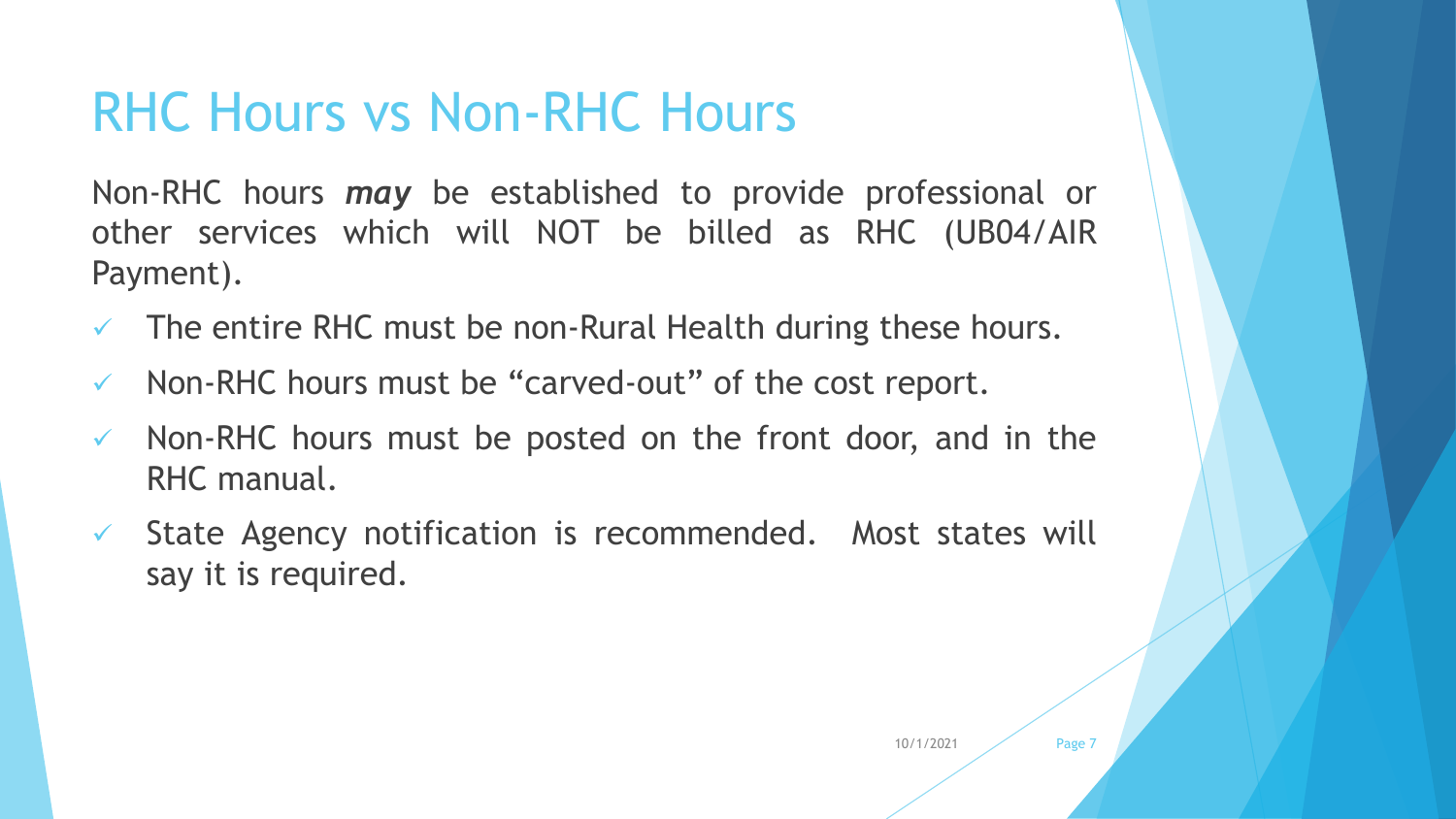# RHC Hours vs Non-RHC Hours

Non-RHC hours ***may*** be established to provide professional or other services which will NOT be billed as RHC (UB04/AIR Payment).

- ✓ The entire RHC must be non-Rural Health during these hours.
- ✓ Non-RHC hours must be "carved-out" of the cost report.
- ✓ Non-RHC hours must be posted on the front door, and in the RHC manual.
- ✓ State Agency notification is recommended. Most states will say it is required.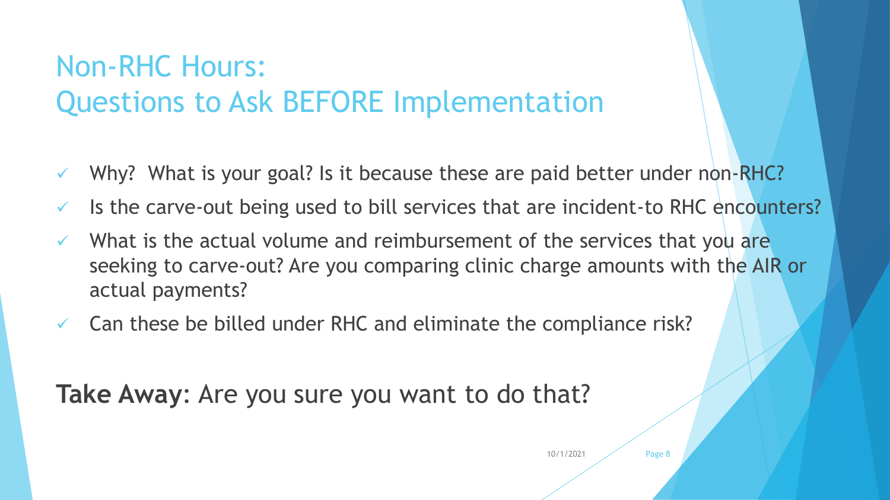# Non-RHC Hours: Questions to Ask BEFORE Implementation

- ✓ Why? What is your goal? Is it because these are paid better under non-RHC?
- ✓ Is the carve-out being used to bill services that are incident-to RHC encounters?
- ✓ What is the actual volume and reimbursement of the services that you are seeking to carve-out? Are you comparing clinic charge amounts with the AIR or actual payments?
- ✓ Can these be billed under RHC and eliminate the compliance risk?

**Take Away**: Are you sure you want to do that?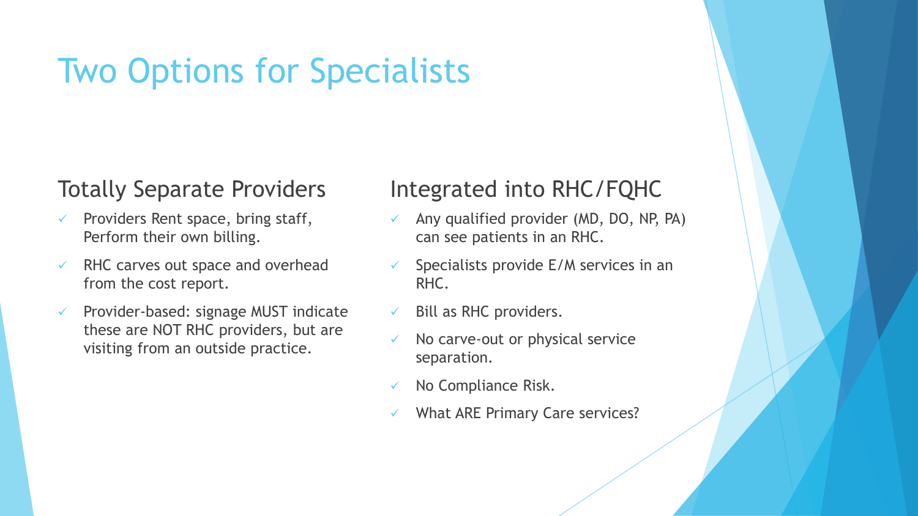# Two Options for Specialists

## Totally Separate Providers

- Providers Rent space, bring staff, Perform their own billing.
- RHC carves out space and overhead from the cost report.
- Provider-based: signage MUST indicate these are NOT RHC providers, but are visiting from an outside practice.

## Integrated into RHC/FQHC

- Any qualified provider (MD, DO, NP, PA) can see patients in an RHC.
- Specialists provide E/M services in an RHC.
- Bill as RHC providers.
- No carve-out or physical service separation.
- No Compliance Risk.
- What ARE Primary Care services?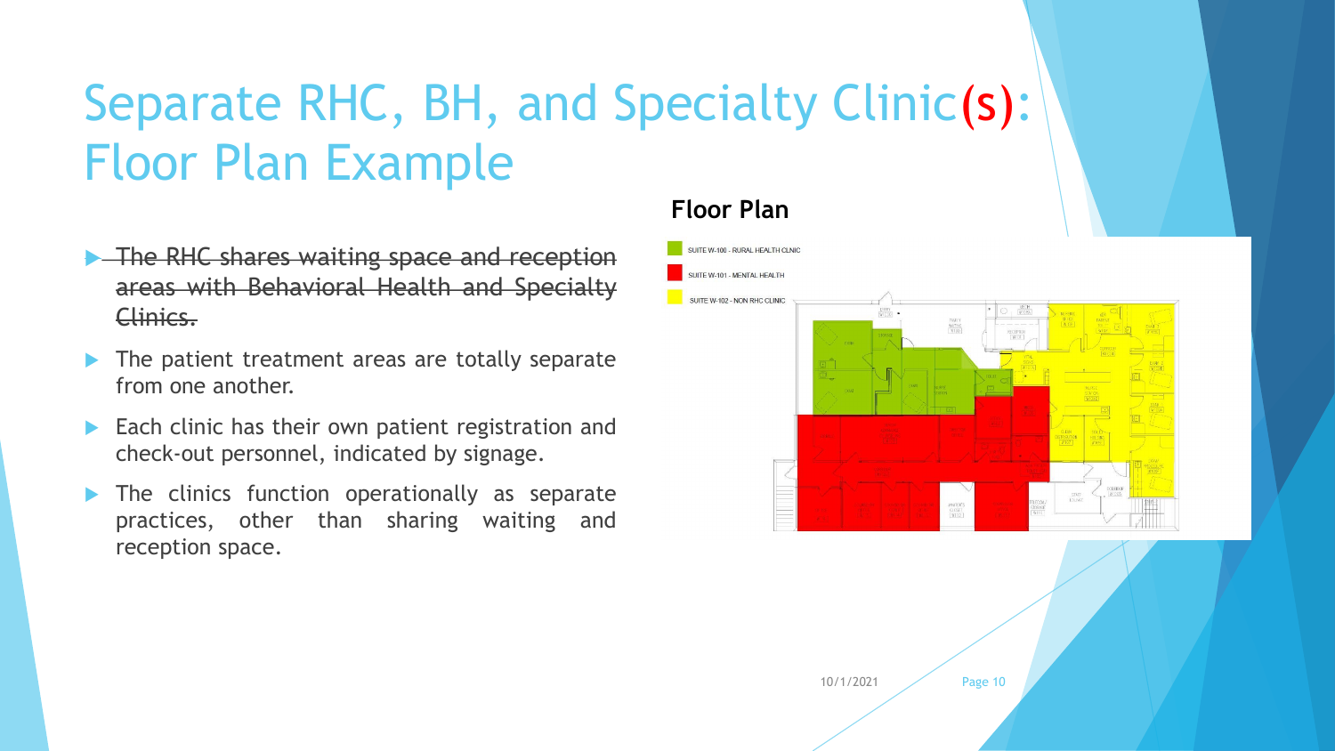# Separate RHC, BH, and Specialty Clinic(s): Floor Plan Example

- ~~The RHC shares waiting space and reception areas with Behavioral Health and Specialty Clinics.~~
- The patient treatment areas are totally separate from one another.
- Each clinic has their own patient registration and check-out personnel, indicated by signage.
- The clinics function operationally as separate practices, other than sharing waiting and reception space.

**Floor Plan**

- SUITE W-100 - RURAL HEALTH CLINIC
- SUITE W-101 - MENTAL HEALTH
- SUITE W-102 - NON RHC CLINIC

10/1/2021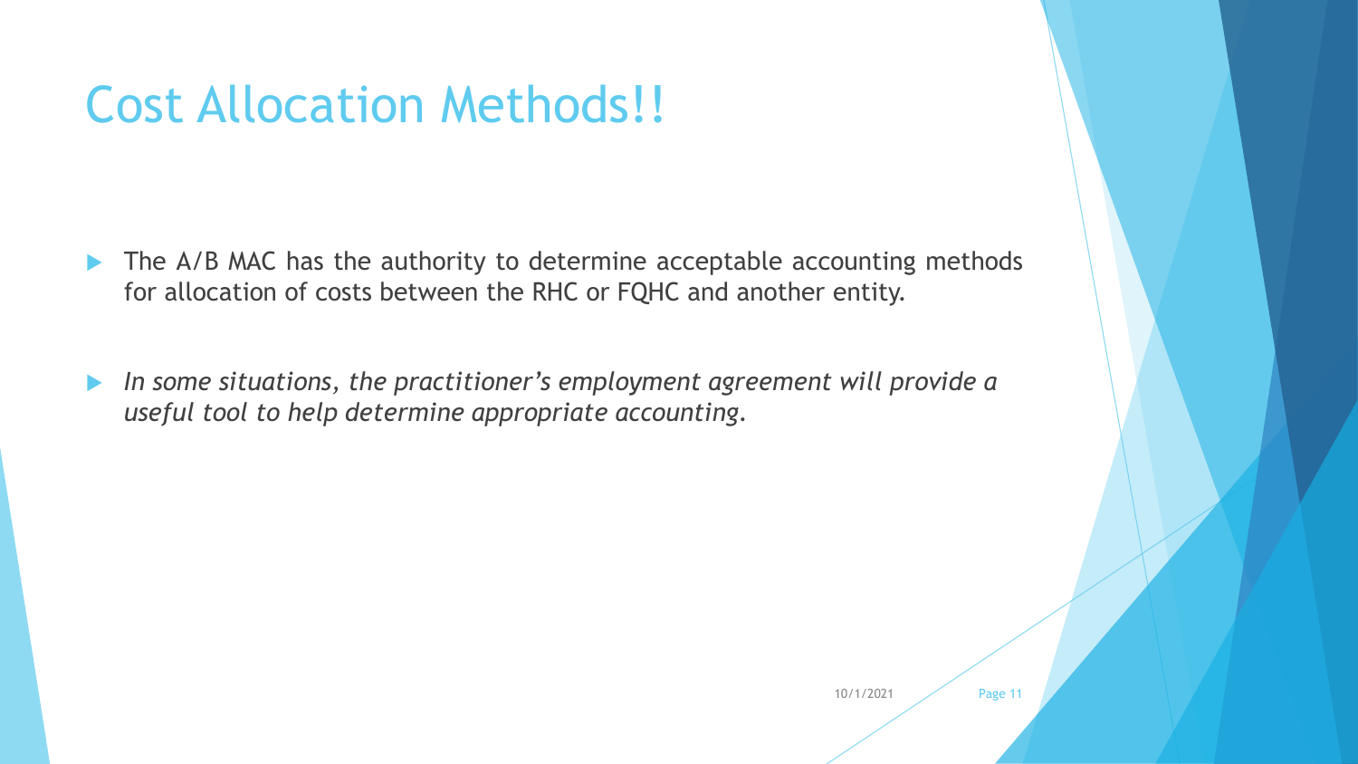# Cost Allocation Methods!!

- The A/B MAC has the authority to determine acceptable accounting methods for allocation of costs between the RHC or FQHC and another entity.

- *In some situations, the practitioner's employment agreement will provide a useful tool to help determine appropriate accounting.*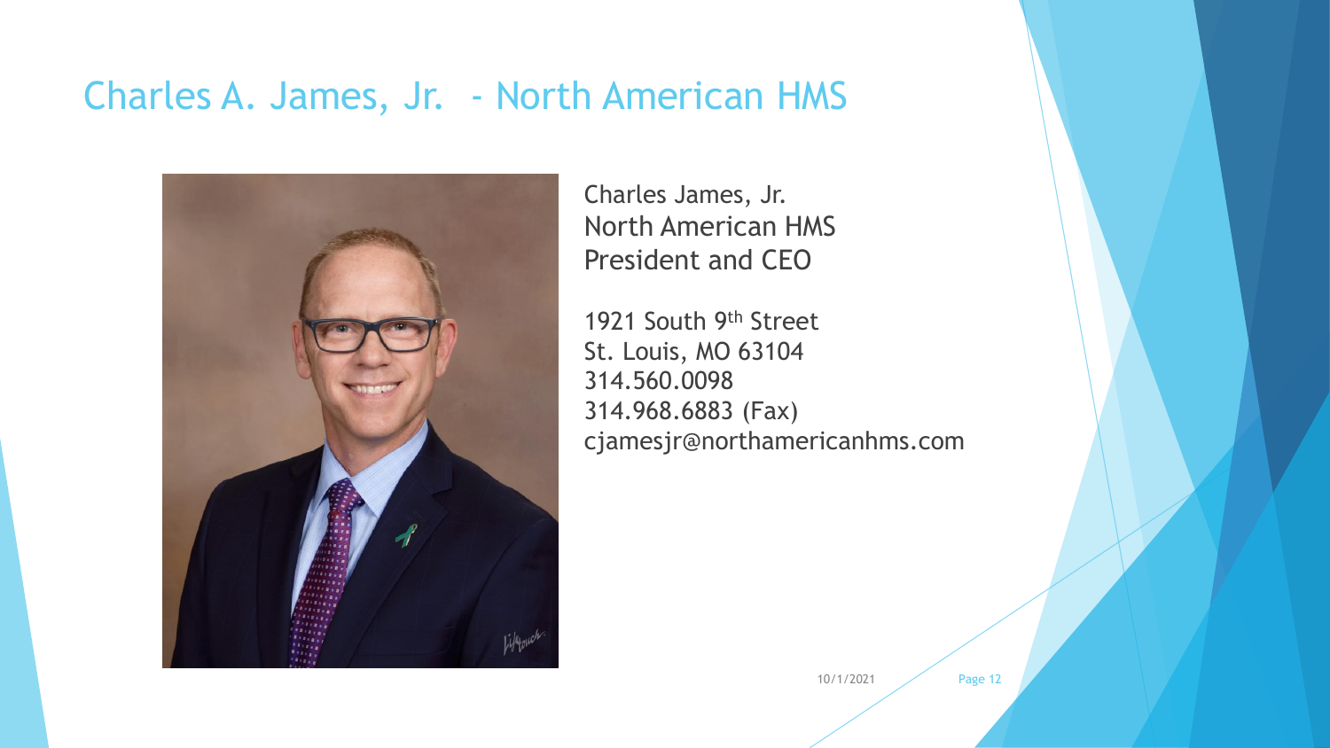# Charles A. James, Jr. - North American HMS

Charles James, Jr.
North American HMS
President and CEO

1921 South 9th Street
St. Louis, MO 63104
314.560.0098
314.968.6883 (Fax)
cjamesjr@northamericanhms.com